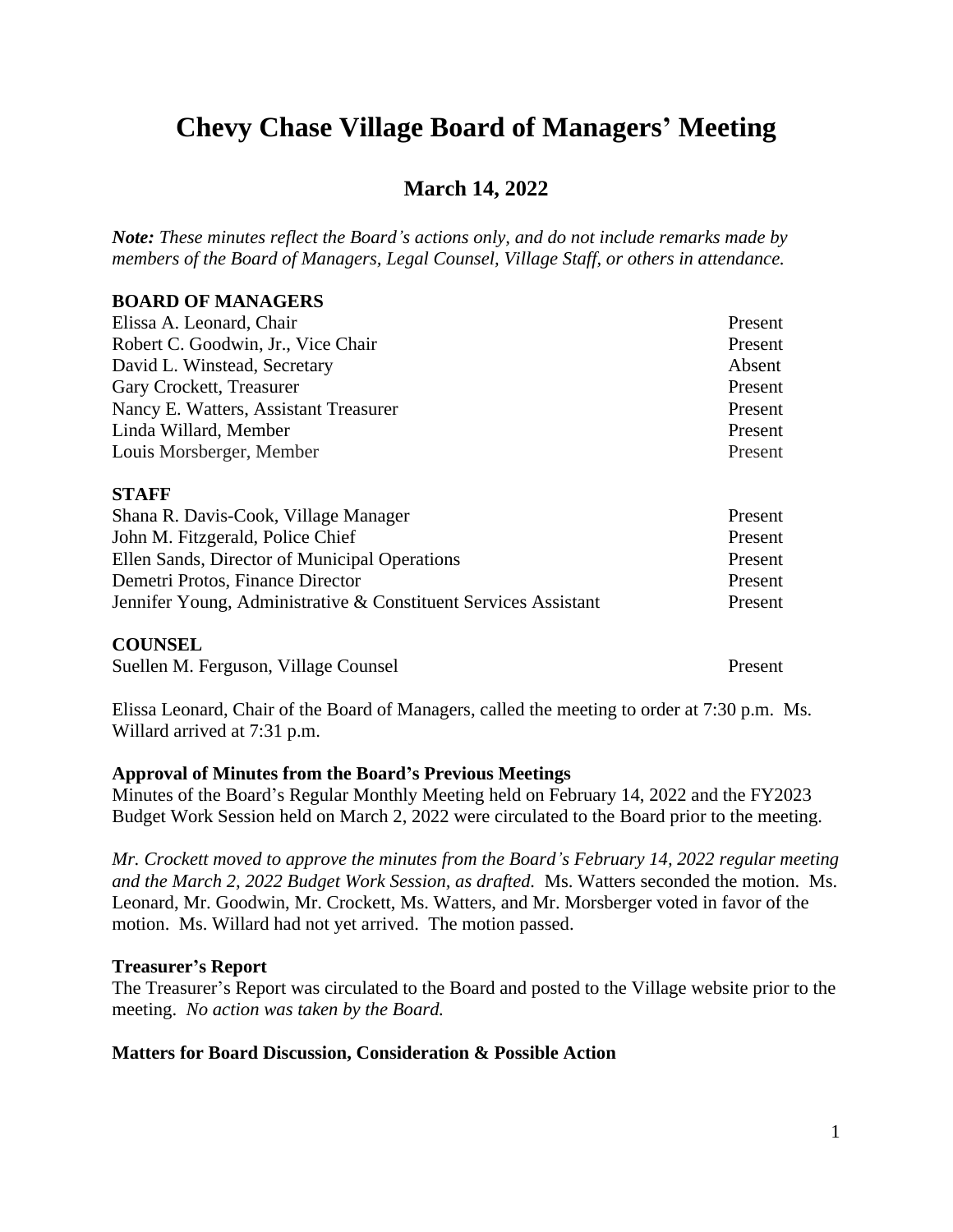# Chevy Chase Village Board of Managers' Meeting

## March 14, 2022

***Note:*** *These minutes reflect the Board's actions only, and do not include remarks made by members of the Board of Managers, Legal Counsel, Village Staff, or others in attendance.*

**BOARD OF MANAGERS**

| | |
|---|---|
| Elissa A. Leonard, Chair | Present |
| Robert C. Goodwin, Jr., Vice Chair | Present |
| David L. Winstead, Secretary | Absent |
| Gary Crockett, Treasurer | Present |
| Nancy E. Watters, Assistant Treasurer | Present |
| Linda Willard, Member | Present |
| Louis Morsberger, Member | Present |

**STAFF**

| | |
|---|---|
| Shana R. Davis-Cook, Village Manager | Present |
| John M. Fitzgerald, Police Chief | Present |
| Ellen Sands, Director of Municipal Operations | Present |
| Demetri Protos, Finance Director | Present |
| Jennifer Young, Administrative & Constituent Services Assistant | Present |

**COUNSEL**

| | |
|---|---|
| Suellen M. Ferguson, Village Counsel | Present |

Elissa Leonard, Chair of the Board of Managers, called the meeting to order at 7:30 p.m. Ms. Willard arrived at 7:31 p.m.

**Approval of Minutes from the Board's Previous Meetings**

Minutes of the Board's Regular Monthly Meeting held on February 14, 2022 and the FY2023 Budget Work Session held on March 2, 2022 were circulated to the Board prior to the meeting.

*Mr. Crockett moved to approve the minutes from the Board's February 14, 2022 regular meeting and the March 2, 2022 Budget Work Session, as drafted.* Ms. Watters seconded the motion. Ms. Leonard, Mr. Goodwin, Mr. Crockett, Ms. Watters, and Mr. Morsberger voted in favor of the motion. Ms. Willard had not yet arrived. The motion passed.

**Treasurer's Report**

The Treasurer's Report was circulated to the Board and posted to the Village website prior to the meeting. *No action was taken by the Board.*

**Matters for Board Discussion, Consideration & Possible Action**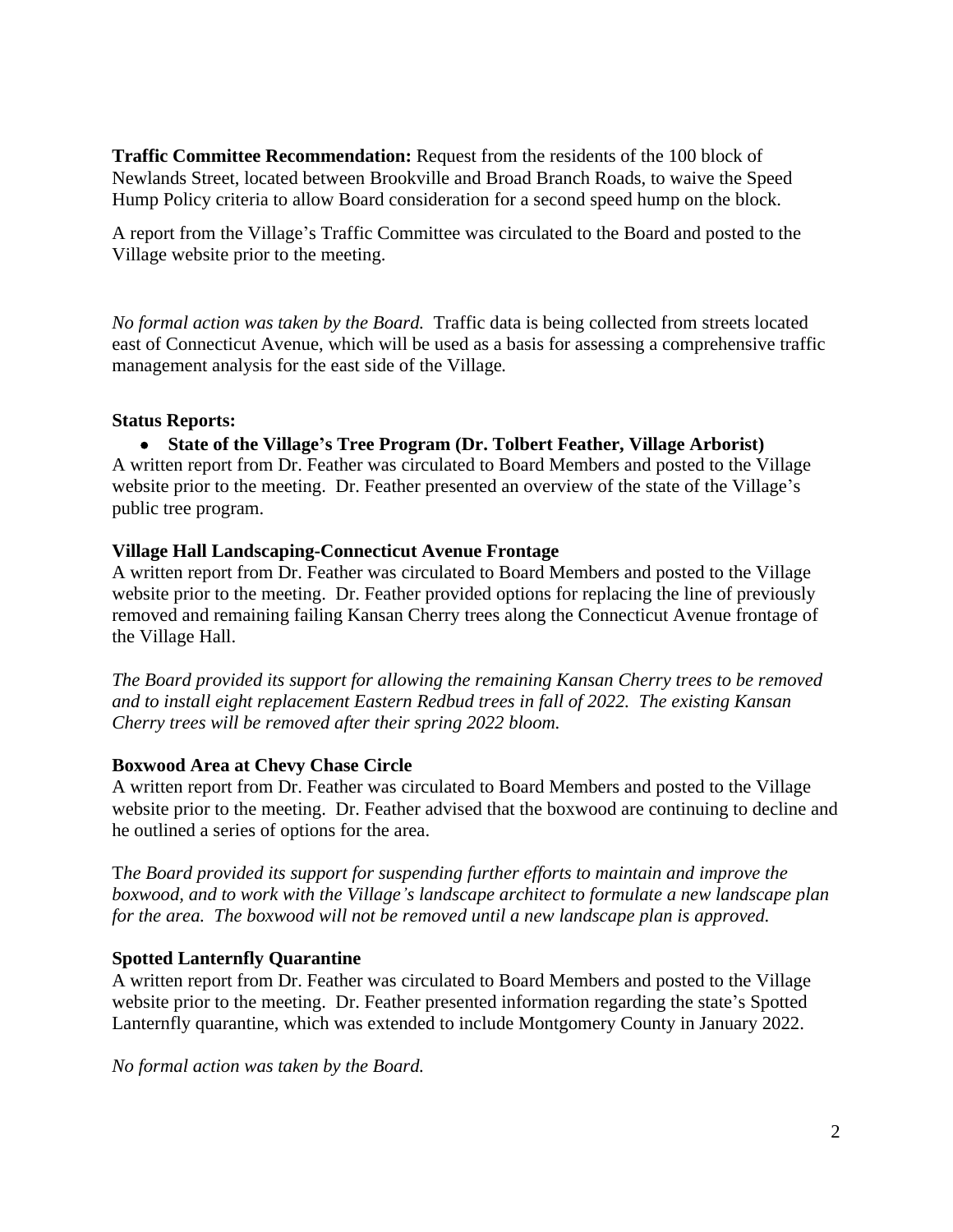**Traffic Committee Recommendation:** Request from the residents of the 100 block of Newlands Street, located between Brookville and Broad Branch Roads, to waive the Speed Hump Policy criteria to allow Board consideration for a second speed hump on the block.

A report from the Village's Traffic Committee was circulated to the Board and posted to the Village website prior to the meeting.

*No formal action was taken by the Board.* Traffic data is being collected from streets located east of Connecticut Avenue, which will be used as a basis for assessing a comprehensive traffic management analysis for the east side of the Village.

**Status Reports:**

- **State of the Village's Tree Program (Dr. Tolbert Feather, Village Arborist)**

A written report from Dr. Feather was circulated to Board Members and posted to the Village website prior to the meeting. Dr. Feather presented an overview of the state of the Village's public tree program.

**Village Hall Landscaping-Connecticut Avenue Frontage**

A written report from Dr. Feather was circulated to Board Members and posted to the Village website prior to the meeting. Dr. Feather provided options for replacing the line of previously removed and remaining failing Kansan Cherry trees along the Connecticut Avenue frontage of the Village Hall.

*The Board provided its support for allowing the remaining Kansan Cherry trees to be removed and to install eight replacement Eastern Redbud trees in fall of 2022. The existing Kansan Cherry trees will be removed after their spring 2022 bloom.*

**Boxwood Area at Chevy Chase Circle**

A written report from Dr. Feather was circulated to Board Members and posted to the Village website prior to the meeting. Dr. Feather advised that the boxwood are continuing to decline and he outlined a series of options for the area.

T*he Board provided its support for suspending further efforts to maintain and improve the boxwood, and to work with the Village's landscape architect to formulate a new landscape plan for the area. The boxwood will not be removed until a new landscape plan is approved.*

**Spotted Lanternfly Quarantine**

A written report from Dr. Feather was circulated to Board Members and posted to the Village website prior to the meeting. Dr. Feather presented information regarding the state's Spotted Lanternfly quarantine, which was extended to include Montgomery County in January 2022.

*No formal action was taken by the Board.*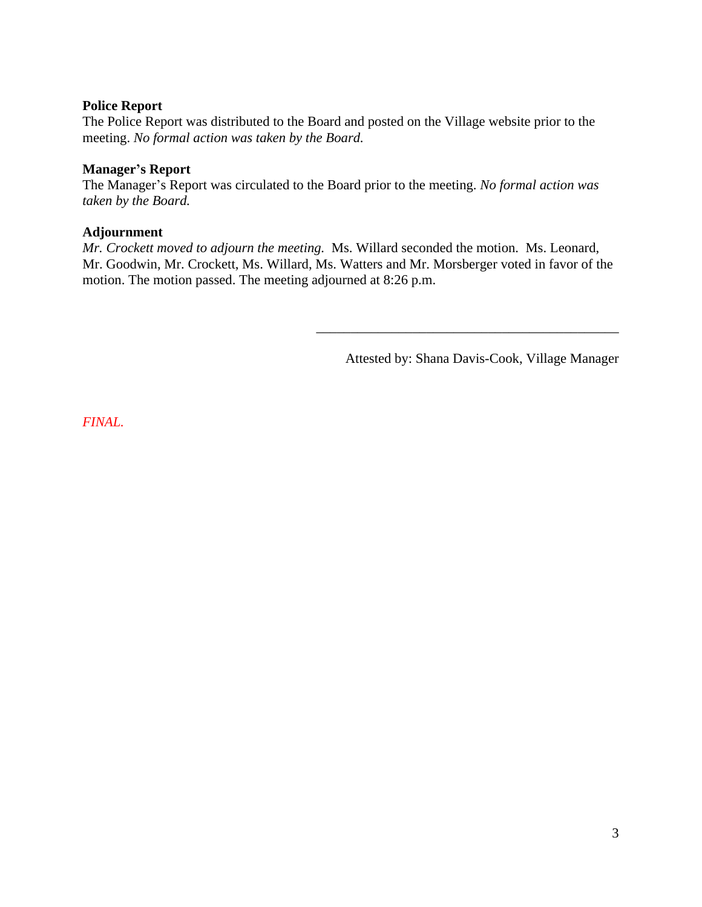**Police Report**
The Police Report was distributed to the Board and posted on the Village website prior to the meeting. *No formal action was taken by the Board.*

**Manager's Report**
The Manager's Report was circulated to the Board prior to the meeting. *No formal action was taken by the Board.*

**Adjournment**
*Mr. Crockett moved to adjourn the meeting.* Ms. Willard seconded the motion. Ms. Leonard, Mr. Goodwin, Mr. Crockett, Ms. Willard, Ms. Watters and Mr. Morsberger voted in favor of the motion. The motion passed. The meeting adjourned at 8:26 p.m.

_____________________________________________

Attested by: Shana Davis-Cook, Village Manager

*FINAL.*